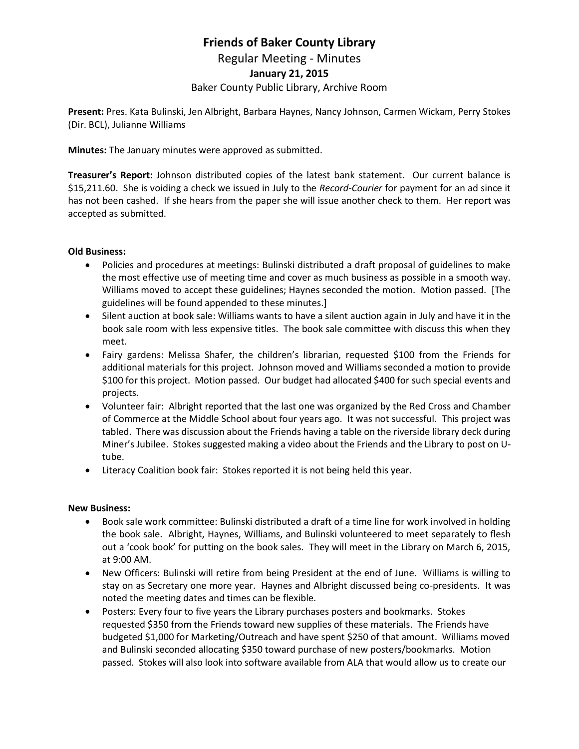# Friends of Baker County Library

Regular Meeting - Minutes

**January 21, 2015**

Baker County Public Library, Archive Room

**Present:** Pres. Kata Bulinski, Jen Albright, Barbara Haynes, Nancy Johnson, Carmen Wickam, Perry Stokes (Dir. BCL), Julianne Williams

**Minutes:** The January minutes were approved as submitted.

**Treasurer's Report:** Johnson distributed copies of the latest bank statement. Our current balance is $15,211.60. She is voiding a check we issued in July to the *Record-Courier* for payment for an ad since it has not been cashed. If she hears from the paper she will issue another check to them. Her report was accepted as submitted.

**Old Business:**

- Policies and procedures at meetings: Bulinski distributed a draft proposal of guidelines to make the most effective use of meeting time and cover as much business as possible in a smooth way. Williams moved to accept these guidelines; Haynes seconded the motion. Motion passed. [The guidelines will be found appended to these minutes.]
- Silent auction at book sale: Williams wants to have a silent auction again in July and have it in the book sale room with less expensive titles. The book sale committee with discuss this when they meet.
- Fairy gardens: Melissa Shafer, the children's librarian, requested $100 from the Friends for additional materials for this project. Johnson moved and Williams seconded a motion to provide $100 for this project. Motion passed. Our budget had allocated $400 for such special events and projects.
- Volunteer fair: Albright reported that the last one was organized by the Red Cross and Chamber of Commerce at the Middle School about four years ago. It was not successful. This project was tabled. There was discussion about the Friends having a table on the riverside library deck during Miner's Jubilee. Stokes suggested making a video about the Friends and the Library to post on U-tube.
- Literacy Coalition book fair: Stokes reported it is not being held this year.

**New Business:**

- Book sale work committee: Bulinski distributed a draft of a time line for work involved in holding the book sale. Albright, Haynes, Williams, and Bulinski volunteered to meet separately to flesh out a 'cook book' for putting on the book sales. They will meet in the Library on March 6, 2015, at 9:00 AM.
- New Officers: Bulinski will retire from being President at the end of June. Williams is willing to stay on as Secretary one more year. Haynes and Albright discussed being co-presidents. It was noted the meeting dates and times can be flexible.
- Posters: Every four to five years the Library purchases posters and bookmarks. Stokes requested $350 from the Friends toward new supplies of these materials. The Friends have budgeted $1,000 for Marketing/Outreach and have spent $250 of that amount. Williams moved and Bulinski seconded allocating $350 toward purchase of new posters/bookmarks. Motion passed. Stokes will also look into software available from ALA that would allow us to create our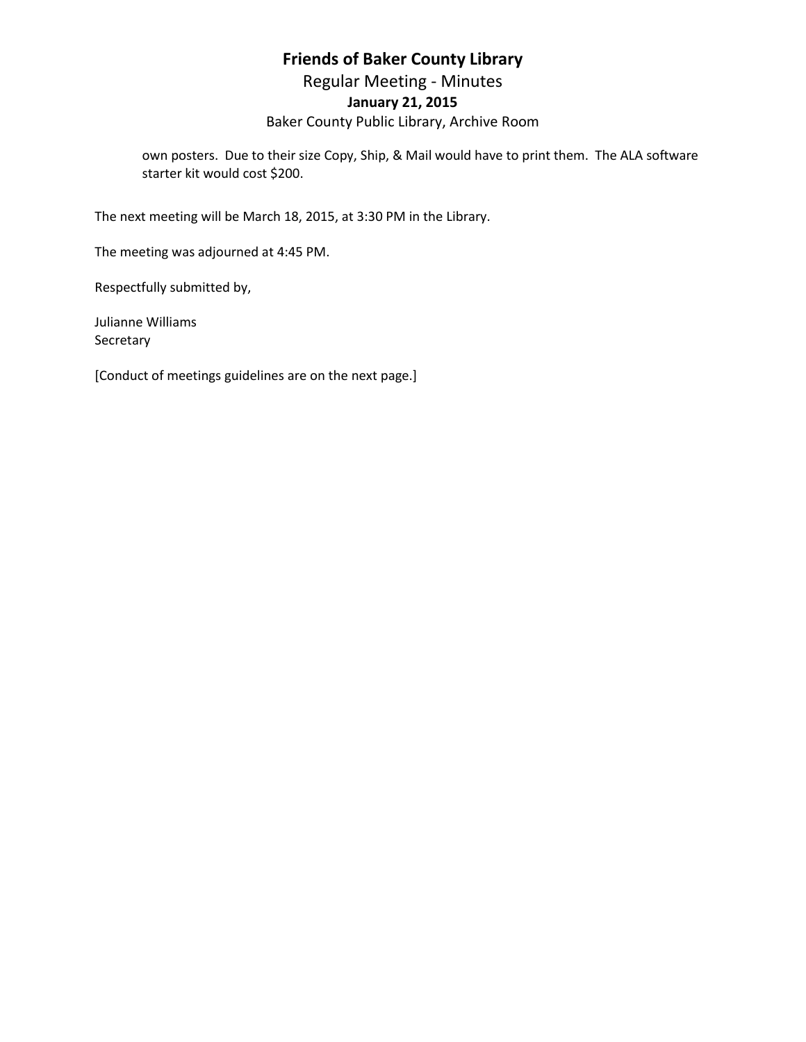own posters. Due to their size Copy, Ship, & Mail would have to print them. The ALA software starter kit would cost $200.

The next meeting will be March 18, 2015, at 3:30 PM in the Library.

The meeting was adjourned at 4:45 PM.

Respectfully submitted by,

Julianne Williams
Secretary

[Conduct of meetings guidelines are on the next page.]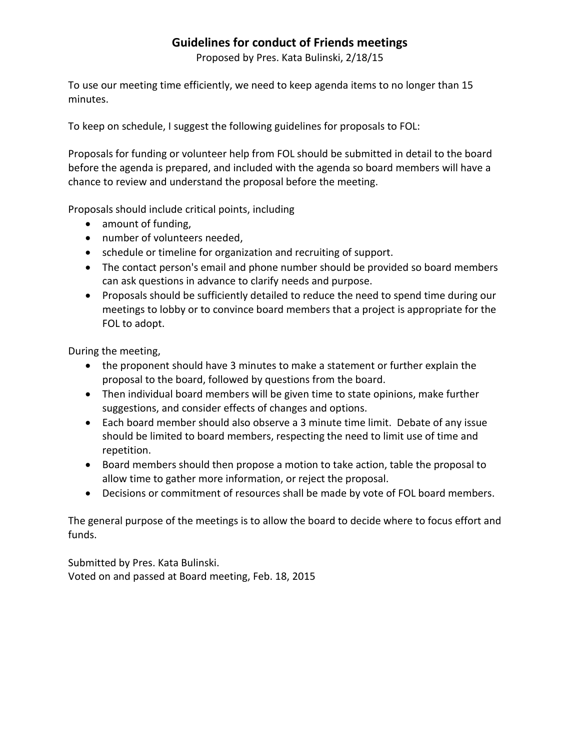# Guidelines for conduct of Friends meetings

Proposed by Pres. Kata Bulinski, 2/18/15

To use our meeting time efficiently, we need to keep agenda items to no longer than 15 minutes.

To keep on schedule, I suggest the following guidelines for proposals to FOL:

Proposals for funding or volunteer help from FOL should be submitted in detail to the board before the agenda is prepared, and included with the agenda so board members will have a chance to review and understand the proposal before the meeting.

Proposals should include critical points, including

- amount of funding,
- number of volunteers needed,
- schedule or timeline for organization and recruiting of support.
- The contact person's email and phone number should be provided so board members can ask questions in advance to clarify needs and purpose.
- Proposals should be sufficiently detailed to reduce the need to spend time during our meetings to lobby or to convince board members that a project is appropriate for the FOL to adopt.

During the meeting,

- the proponent should have 3 minutes to make a statement or further explain the proposal to the board, followed by questions from the board.
- Then individual board members will be given time to state opinions, make further suggestions, and consider effects of changes and options.
- Each board member should also observe a 3 minute time limit. Debate of any issue should be limited to board members, respecting the need to limit use of time and repetition.
- Board members should then propose a motion to take action, table the proposal to allow time to gather more information, or reject the proposal.
- Decisions or commitment of resources shall be made by vote of FOL board members.

The general purpose of the meetings is to allow the board to decide where to focus effort and funds.

Submitted by Pres. Kata Bulinski.
Voted on and passed at Board meeting, Feb. 18, 2015